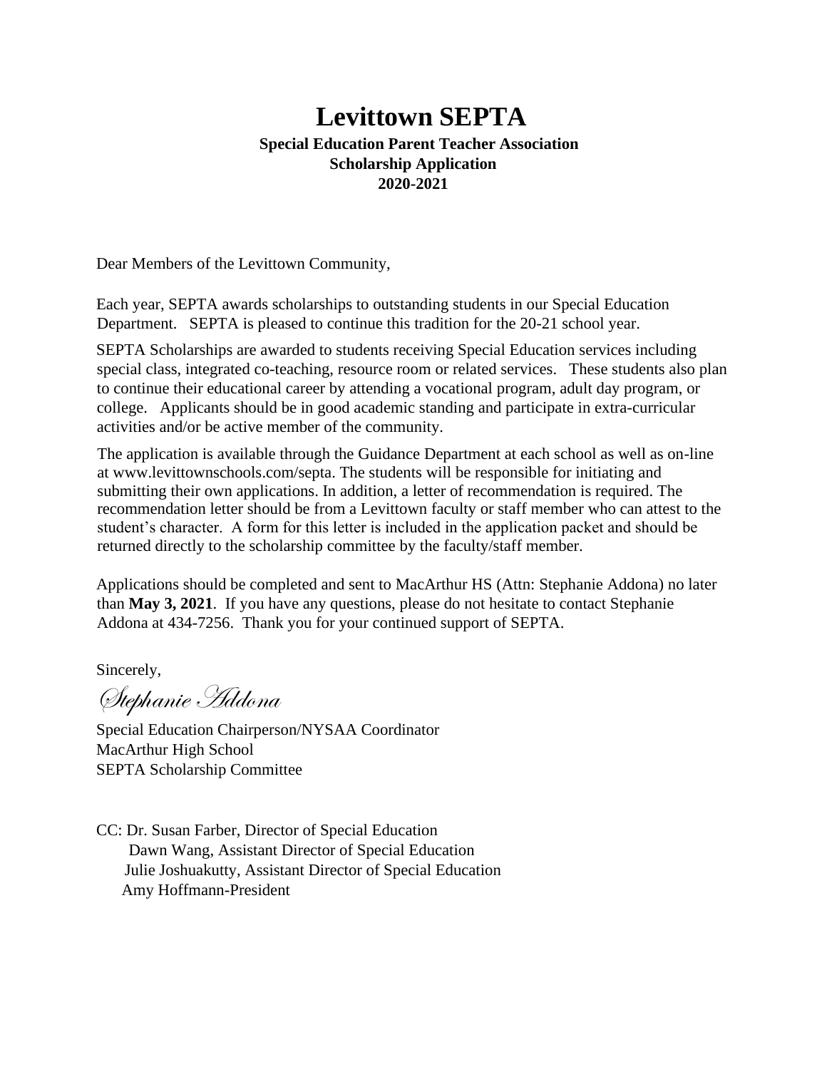# Levittown SEPTA

**Special Education Parent Teacher Association**
**Scholarship Application**
**2020-2021**

Dear Members of the Levittown Community,

Each year, SEPTA awards scholarships to outstanding students in our Special Education Department. SEPTA is pleased to continue this tradition for the 20-21 school year.

SEPTA Scholarships are awarded to students receiving Special Education services including special class, integrated co-teaching, resource room or related services. These students also plan to continue their educational career by attending a vocational program, adult day program, or college. Applicants should be in good academic standing and participate in extra-curricular activities and/or be active member of the community.

The application is available through the Guidance Department at each school as well as on-line at www.levittownschools.com/septa. The students will be responsible for initiating and submitting their own applications. In addition, a letter of recommendation is required. The recommendation letter should be from a Levittown faculty or staff member who can attest to the student's character. A form for this letter is included in the application packet and should be returned directly to the scholarship committee by the faculty/staff member.

Applications should be completed and sent to MacArthur HS (Attn: Stephanie Addona) no later than **May 3, 2021**. If you have any questions, please do not hesitate to contact Stephanie Addona at 434-7256. Thank you for your continued support of SEPTA.

Sincerely,

*Stephanie Addona*

Special Education Chairperson/NYSAA Coordinator
MacArthur High School
SEPTA Scholarship Committee

CC: Dr. Susan Farber, Director of Special Education
Dawn Wang, Assistant Director of Special Education
Julie Joshuakutty, Assistant Director of Special Education
Amy Hoffmann-President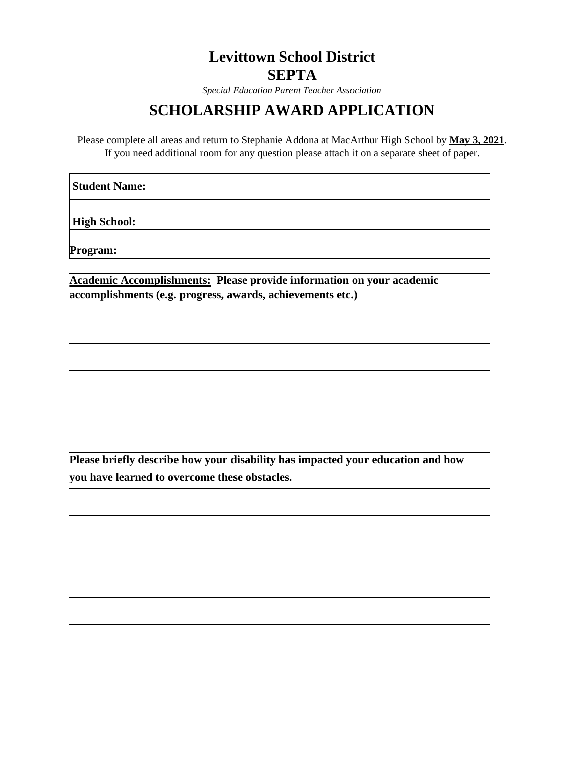# Levittown School District
# SEPTA

*Special Education Parent Teacher Association*

## SCHOLARSHIP AWARD APPLICATION

Please complete all areas and return to Stephanie Addona at MacArthur High School by **May 3, 2021**.
If you need additional room for any question please attach it on a separate sheet of paper.

| **Student Name:** |
|---|
| **High School:** |
| **Program:** |

| **Academic Accomplishments: Please provide information on your academic accomplishments (e.g. progress, awards, achievements etc.)** |
|---|
| |
| |
| |
| |
| |
| **Please briefly describe how your disability has impacted your education and how you have learned to overcome these obstacles.** |
| |
| |
| |
| |
| |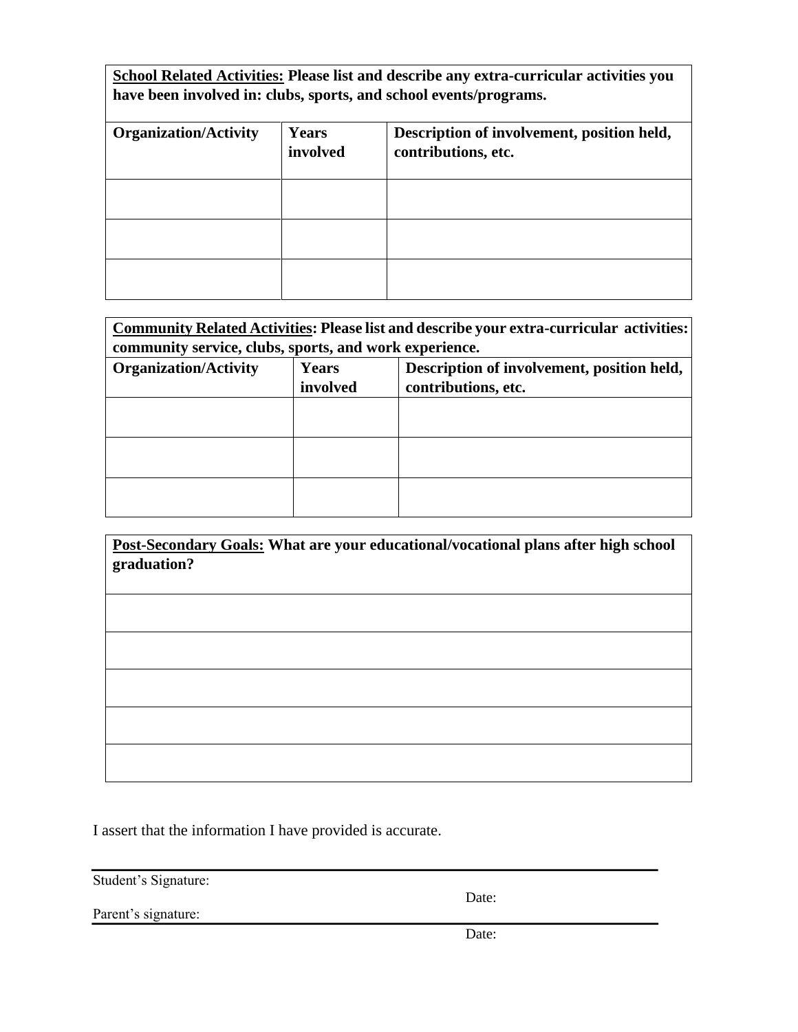**<u>School Related Activities:</u> Please list and describe any extra-curricular activities you have been involved in: clubs, sports, and school events/programs.**

| **Organization/Activity** | **Years involved** | **Description of involvement, position held, contributions, etc.** |
|---|---|---|
| | | |
| | | |
| | | |

**<u>Community Related Activities</u>: Please list and describe your extra-curricular activities: community service, clubs, sports, and work experience.**

| **Organization/Activity** | **Years involved** | **Description of involvement, position held, contributions, etc.** |
|---|---|---|
| | | |
| | | |
| | | |

**<u>Post-Secondary Goals:</u> What are your educational/vocational plans after high school graduation?**

| |
|---|
| |
| |
| |
| |
| |

I assert that the information I have provided is accurate.

Student's Signature: ______________________ Date: __________

Parent's signature: ______________________ Date: __________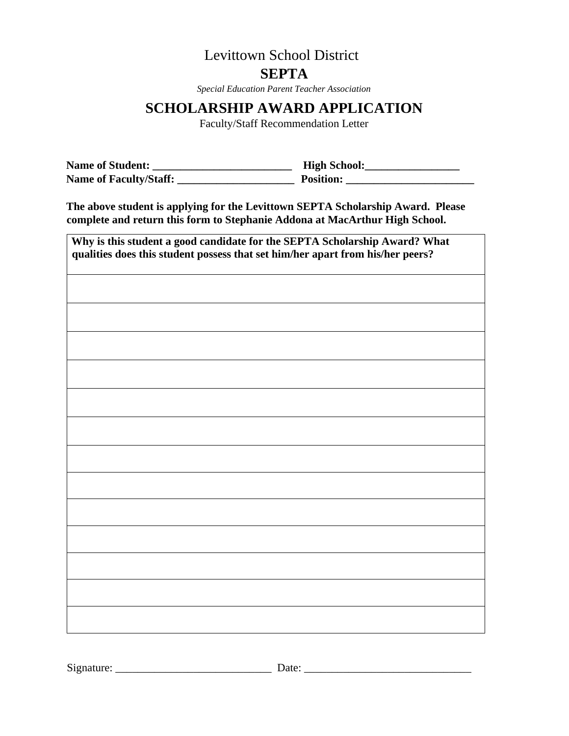Levittown School District

# SEPTA

*Special Education Parent Teacher Association*

## SCHOLARSHIP AWARD APPLICATION

Faculty/Staff Recommendation Letter

**Name of Student: _________________________ High School:________________**
**Name of Faculty/Staff: ____________________ Position: ______________________**

**The above student is applying for the Levittown SEPTA Scholarship Award. Please complete and return this form to Stephanie Addona at MacArthur High School.**

| **Why is this student a good candidate for the SEPTA Scholarship Award? What qualities does this student possess that set him/her apart from his/her peers?** |
| --- |
| |
| |
| |
| |
| |
| |
| |
| |
| |
| |
| |
| |
| |

Signature: ___________________________ Date: _____________________________